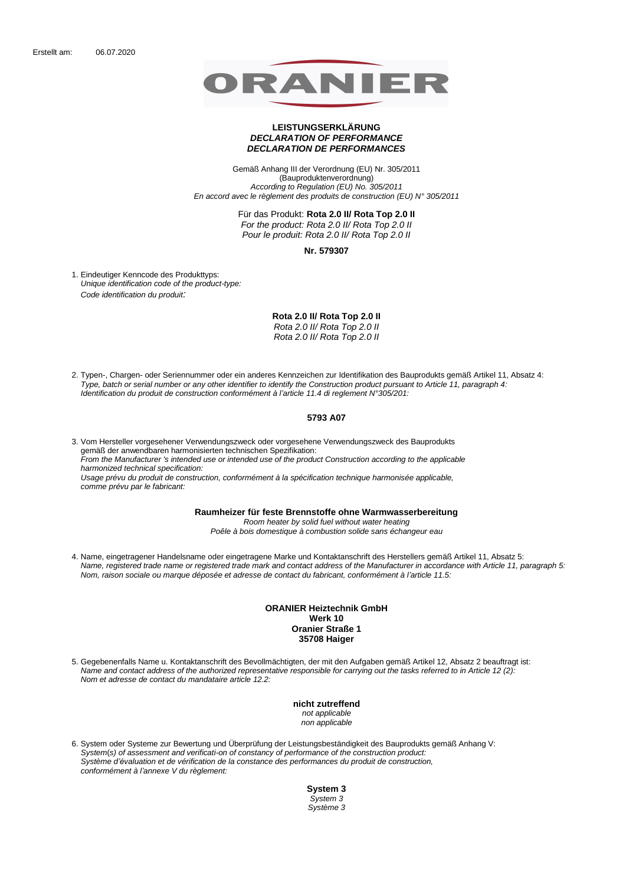Erstellt am: 06.07.2020

ORANIER

# LEISTUNGSERKLÄRUNG
## *DECLARATION OF PERFORMANCE*
## *DECLARATION DE PERFORMANCES*

Gemäß Anhang III der Verordnung (EU) Nr. 305/2011
(Bauproduktenverordnung)
*According to Regulation (EU) No. 305/2011*
*En accord avec le règlement des produits de construction (EU) N° 305/2011*

Für das Produkt: **Rota 2.0 II/ Rota Top 2.0 II**
*For the product: Rota 2.0 II/ Rota Top 2.0 II*
*Pour le produit: Rota 2.0 II/ Rota Top 2.0 II*

**Nr. 579307**

1. Eindeutiger Kenncode des Produkttyps:
   *Unique identification code of the product-type:*
   *Code identification du produit:*

**Rota 2.0 II/ Rota Top 2.0 II**
*Rota 2.0 II/ Rota Top 2.0 II*
*Rota 2.0 II/ Rota Top 2.0 II*

2. Typen-, Chargen- oder Seriennummer oder ein anderes Kennzeichen zur Identifikation des Bauprodukts gemäß Artikel 11, Absatz 4:
   *Type, batch or serial number or any other identifier to identify the Construction product pursuant to Article 11, paragraph 4:*
   *Identification du produit de construction conformément à l'article 11.4 di reglement N°305/201:*

**5793 A07**

3. Vom Hersteller vorgesehener Verwendungszweck oder vorgesehene Verwendungszweck des Bauprodukts gemäß der anwendbaren harmonisierten technischen Spezifikation:
   *From the Manufacturer 's intended use or intended use of the product Construction according to the applicable harmonized technical specification:*
   *Usage prévu du produit de construction, conformément à la spécification technique harmonisée applicable, comme prévu par le fabricant:*

**Raumheizer für feste Brennstoffe ohne Warmwasserbereitung**
*Room heater by solid fuel without water heating*
*Poêle à bois domestique à combustion solide sans échangeur eau*

4. Name, eingetragener Handelsname oder eingetragene Marke und Kontaktanschrift des Herstellers gemäß Artikel 11, Absatz 5:
   *Name, registered trade name or registered trade mark and contact address of the Manufacturer in accordance with Article 11, paragraph 5:*
   *Nom, raison sociale ou marque déposée et adresse de contact du fabricant, conformément à l'article 11.5:*

**ORANIER Heiztechnik GmbH**
**Werk 10**
**Oranier Straße 1**
**35708 Haiger**

5. Gegebenenfalls Name u. Kontaktanschrift des Bevollmächtigten, der mit den Aufgaben gemäß Artikel 12, Absatz 2 beauftragt ist:
   *Name and contact address of the authorized representative responsible for carrying out the tasks referred to in Article 12 (2):*
   *Nom et adresse de contact du mandataire article 12.2:*

**nicht zutreffend**
*not applicable*
*non applicable*

6. System oder Systeme zur Bewertung und Überprüfung der Leistungsbeständigkeit des Bauprodukts gemäß Anhang V:
   *System(s) of assessment and verificati-on of constancy of performance of the construction product:*
   *Système d'évaluation et de vérification de la constance des performances du produit de construction, conformément à l'annexe V du règlement:*

**System 3**
*System 3*
*Système 3*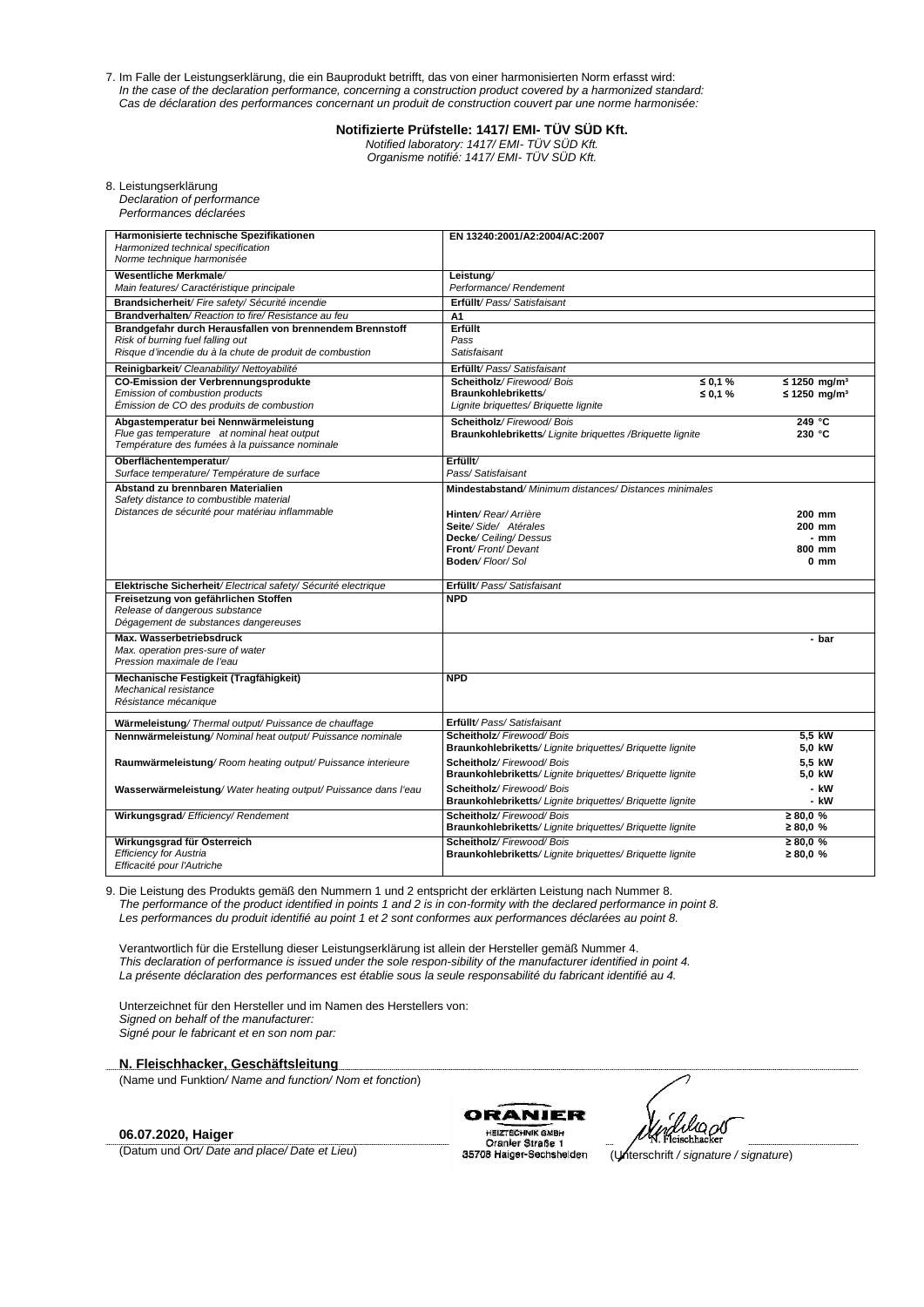7. Im Falle der Leistungserklärung, die ein Bauprodukt betrifft, das von einer harmonisierten Norm erfasst wird:
*In the case of the declaration performance, concerning a construction product covered by a harmonized standard:*
*Cas de déclaration des performances concernant un produit de construction couvert par une norme harmonisée:*

**Notifizierte Prüfstelle: 1417/ EMI- TÜV SÜD Kft.**
*Notified laboratory: 1417/ EMI- TÜV SÜD Kft.*
*Organisme notifié: 1417/ EMI- TÜV SÜD Kft.*

8. Leistungserklärung
*Declaration of performance*
*Performances déclarées*

| | | | |
|---|---|---|---|
| **Harmonisierte technische Spezifikationen** *Harmonized technical specification* *Norme technique harmonisée* | **EN 13240:2001/A2:2004/AC:2007** | | |
| **Wesentliche Merkmale**/ *Main features/ Caractéristique principale* | **Leistung**/ *Performance/ Rendement* | | |
| **Brandsicherheit**/ *Fire safety/ Sécurité incendie* | **Erfüllt**/ *Pass/ Satisfaisant* | | |
| **Brandverhalten**/ *Reaction to fire/ Resistance au feu* | **A1** | | |
| **Brandgefahr durch Herausfallen von brennendem Brennstoff** *Risk of burning fuel falling out* *Risque d'incendie du à la chute de produit de combustion* | **Erfüllt** *Pass* *Satisfaisant* | | |
| **Reinigbarkeit**/ *Cleanability/ Nettoyabilité* | **Erfüllt**/ *Pass/ Satisfaisant* | | |
| **CO-Emission der Verbrennungsprodukte** *Emission of combustion products* *Émission de CO des produits de combustion* | **Scheitholz**/ *Firewood/ Bois* | **≤ 0,1 %** | **≤ 1250 mg/m³** |
| | **Braunkohlebriketts**/ *Lignite briquettes/ Briquette lignite* | **≤ 0,1 %** | **≤ 1250 mg/m³** |
| **Abgastemperatur bei Nennwärmeleistung** *Flue gas temperature at nominal heat output* *Température des fumées à la puissance nominale* | **Scheitholz**/ *Firewood/ Bois* | | **249 °C** |
| | **Braunkohlebriketts**/ *Lignite briquettes /Briquette lignite* | | **230 °C** |
| **Oberflächentemperatur**/ *Surface temperature/ Température de surface* | **Erfüllt**/ *Pass/ Satisfaisant* | | |
| **Abstand zu brennbaren Materialien** *Safety distance to combustible material* *Distances de sécurité pour matériau inflammable* | **Mindestabstand**/ *Minimum distances/ Distances minimales* | | |
| | **Hinten**/ *Rear/ Arrière* | | **200 mm** |
| | **Seite**/ *Side/ Atérales* | | **200 mm** |
| | **Decke**/ *Ceiling/ Dessus* | | **- mm** |
| | **Front**/ *Front/ Devant* | | **800 mm** |
| | **Boden**/ *Floor/ Sol* | | **0 mm** |
| **Elektrische Sicherheit**/ *Electrical safety/ Sécurité electrique* | **Erfüllt**/ *Pass/ Satisfaisant* | | |
| **Freisetzung von gefährlichen Stoffen** *Release of dangerous substance* *Dégagement de substances dangereuses* | **NPD** | | |
| **Max. Wasserbetriebsdruck** *Max. operation pres-sure of water* *Pression maximale de l'eau* | | | **- bar** |
| **Mechanische Festigkeit (Tragfähigkeit)** *Mechanical resistance* *Résistance mécanique* | **NPD** | | |
| **Wärmeleistung**/ *Thermal output/ Puissance de chauffage* | **Erfüllt**/ *Pass/ Satisfaisant* | | |
| **Nennwärmeleistung**/ *Nominal heat output/ Puissance nominale* | **Scheitholz**/ *Firewood/ Bois* | | **5,5 kW** |
| | **Braunkohlebriketts**/ *Lignite briquettes/ Briquette lignite* | | **5,0 kW** |
| **Raumwärmeleistung**/ *Room heating output/ Puissance interieure* | **Scheitholz**/ *Firewood/ Bois* | | **5,5 kW** |
| | **Braunkohlebriketts**/ *Lignite briquettes/ Briquette lignite* | | **5,0 kW** |
| **Wasserwärmeleistung**/ *Water heating output/ Puissance dans l'eau* | **Scheitholz**/ *Firewood/ Bois* | | **- kW** |
| | **Braunkohlebriketts**/ *Lignite briquettes/ Briquette lignite* | | **- kW** |
| **Wirkungsgrad**/ *Efficiency/ Rendement* | **Scheitholz**/ *Firewood/ Bois* | | **≥ 80,0 %** |
| | **Braunkohlebriketts**/ *Lignite briquettes/ Briquette lignite* | | **≥ 80,0 %** |
| **Wirkungsgrad für Österreich** *Efficiency for Austria* *Efficacité pour l'Autriche* | **Scheitholz**/ *Firewood/ Bois* | | **≥ 80,0 %** |
| | **Braunkohlebriketts**/ *Lignite briquettes/ Briquette lignite* | | **≥ 80,0 %** |

9. Die Leistung des Produkts gemäß den Nummern 1 und 2 entspricht der erklärten Leistung nach Nummer 8.
*The performance of the product identified in points 1 and 2 is in con-formity with the declared performance in point 8.*
*Les performances du produit identifié au point 1 et 2 sont conformes aux performances déclarées au point 8.*

Verantwortlich für die Erstellung dieser Leistungserklärung ist allein der Hersteller gemäß Nummer 4.
*This declaration of performance is issued under the sole respon-sibility of the manufacturer identified in point 4.*
*La présente déclaration des performances est établie sous la seule responsabilité du fabricant identifié au 4.*

Unterzeichnet für den Hersteller und im Namen des Herstellers von:
*Signed on behalf of the manufacturer:*
*Signé pour le fabricant et en son nom par:*

**N. Fleischhacker, Geschäftsleitung**
(Name und Funktion/ *Name and function/ Nom et fonction*)

**06.07.2020, Haiger**
(Datum und Ort/ *Date and place/ Date et Lieu*)

ORANIER HEIZTECHNIK GMBH
Oranier Straße 1
35708 Haiger-Sechshelden

N. Fleischhacker
(Unterschrift */ signature / signature*)